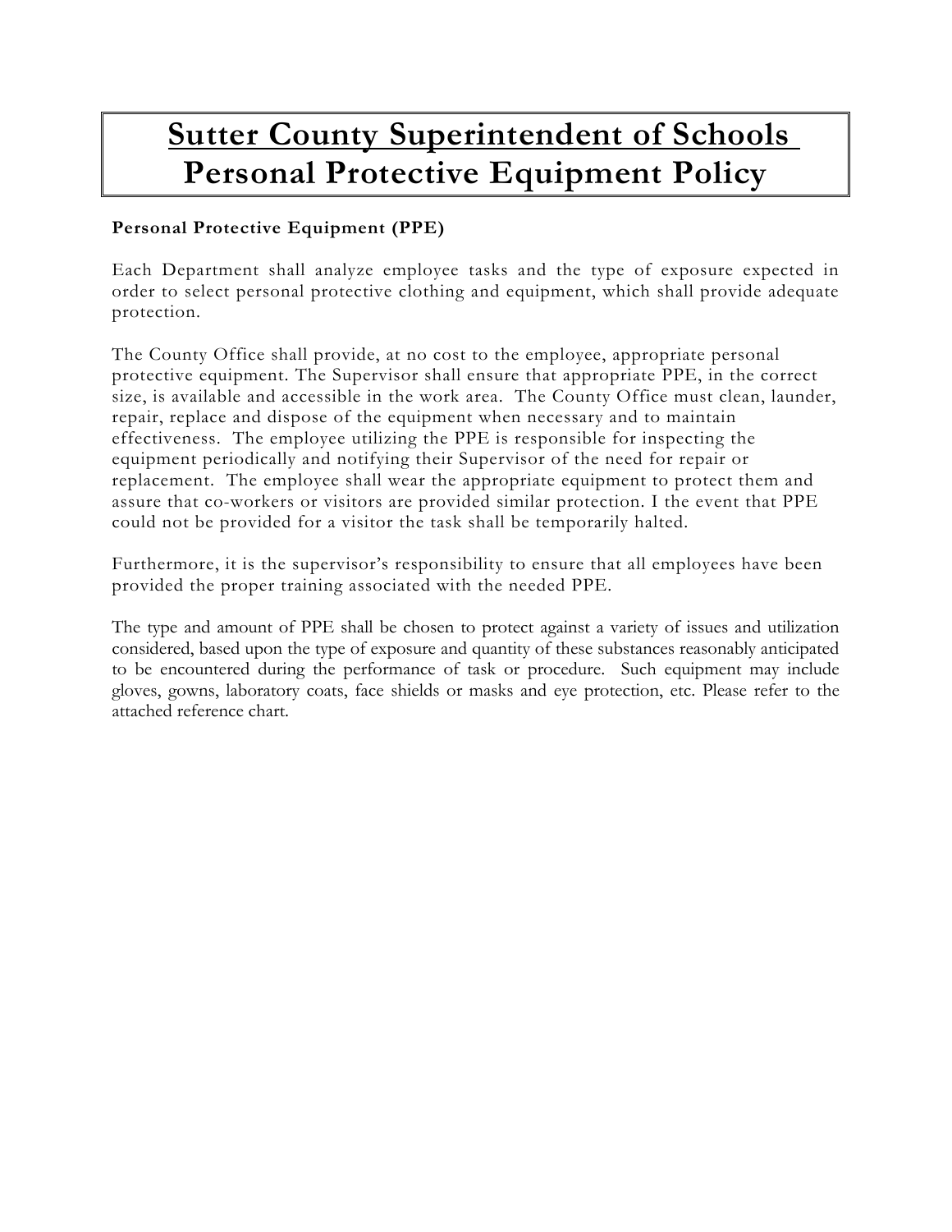# Sutter County Superintendent of Schools
# Personal Protective Equipment Policy

**Personal Protective Equipment (PPE)**

Each Department shall analyze employee tasks and the type of exposure expected in order to select personal protective clothing and equipment, which shall provide adequate protection.

The County Office shall provide, at no cost to the employee, appropriate personal protective equipment. The Supervisor shall ensure that appropriate PPE, in the correct size, is available and accessible in the work area. The County Office must clean, launder, repair, replace and dispose of the equipment when necessary and to maintain effectiveness. The employee utilizing the PPE is responsible for inspecting the equipment periodically and notifying their Supervisor of the need for repair or replacement. The employee shall wear the appropriate equipment to protect them and assure that co-workers or visitors are provided similar protection. I the event that PPE could not be provided for a visitor the task shall be temporarily halted.

Furthermore, it is the supervisor's responsibility to ensure that all employees have been provided the proper training associated with the needed PPE.

The type and amount of PPE shall be chosen to protect against a variety of issues and utilization considered, based upon the type of exposure and quantity of these substances reasonably anticipated to be encountered during the performance of task or procedure. Such equipment may include gloves, gowns, laboratory coats, face shields or masks and eye protection, etc. Please refer to the attached reference chart.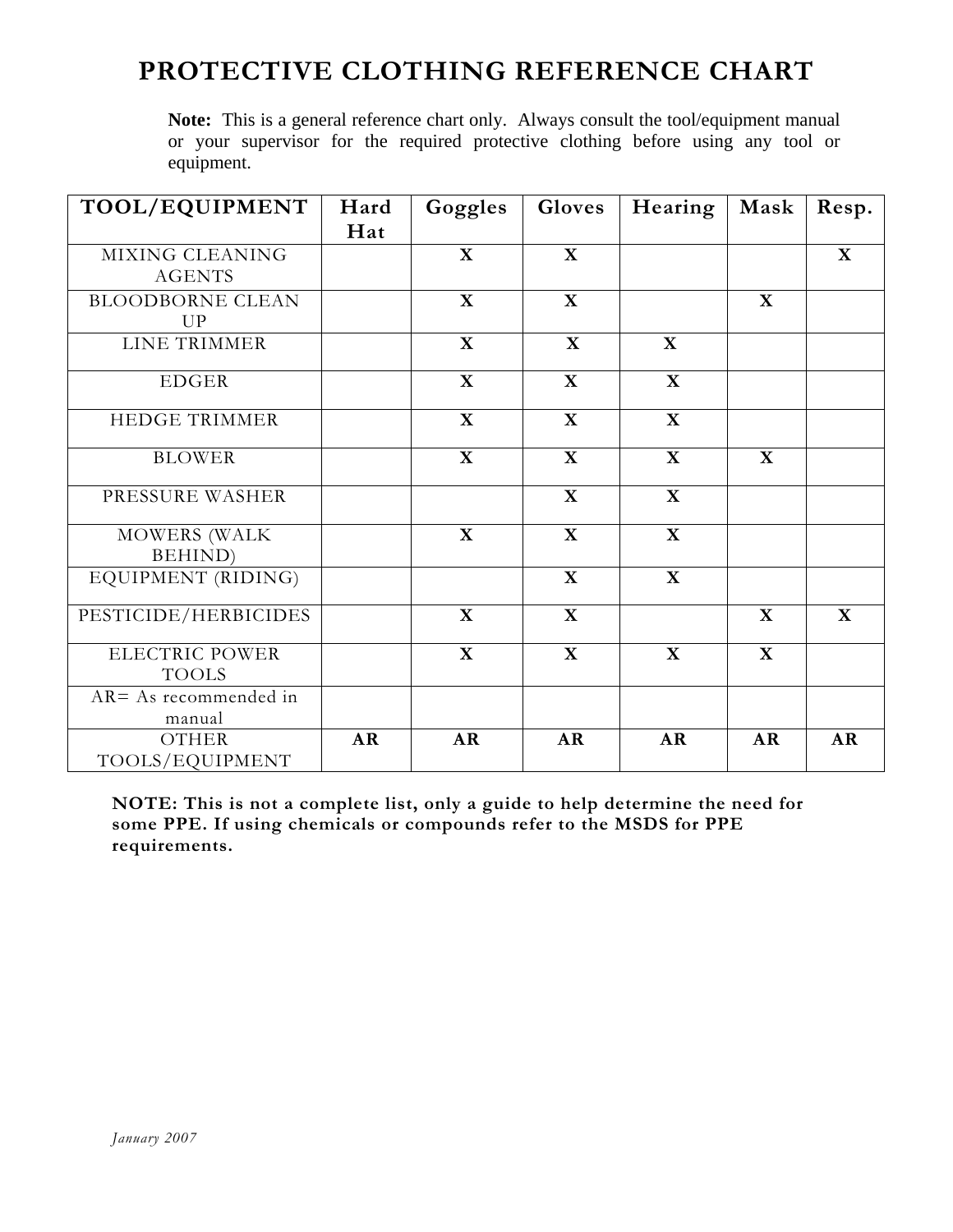# PROTECTIVE CLOTHING REFERENCE CHART

**Note:** This is a general reference chart only. Always consult the tool/equipment manual or your supervisor for the required protective clothing before using any tool or equipment.

| TOOL/EQUIPMENT | Hard Hat | Goggles | Gloves | Hearing | Mask | Resp. |
|---|---|---|---|---|---|---|
| MIXING CLEANING AGENTS | | X | X | | | X |
| BLOODBORNE CLEAN UP | | X | X | | X | |
| LINE TRIMMER | | X | X | X | | |
| EDGER | | X | X | X | | |
| HEDGE TRIMMER | | X | X | X | | |
| BLOWER | | X | X | X | X | |
| PRESSURE WASHER | | | X | X | | |
| MOWERS (WALK BEHIND) | | X | X | X | | |
| EQUIPMENT (RIDING) | | | X | X | | |
| PESTICIDE/HERBICIDES | | X | X | | X | X |
| ELECTRIC POWER TOOLS | | X | X | X | X | |
| AR= As recommended in manual | | | | | | |
| OTHER TOOLS/EQUIPMENT | AR | AR | AR | AR | AR | AR |

**NOTE: This is not a complete list, only a guide to help determine the need for some PPE. If using chemicals or compounds refer to the MSDS for PPE requirements.**

*January 2007*